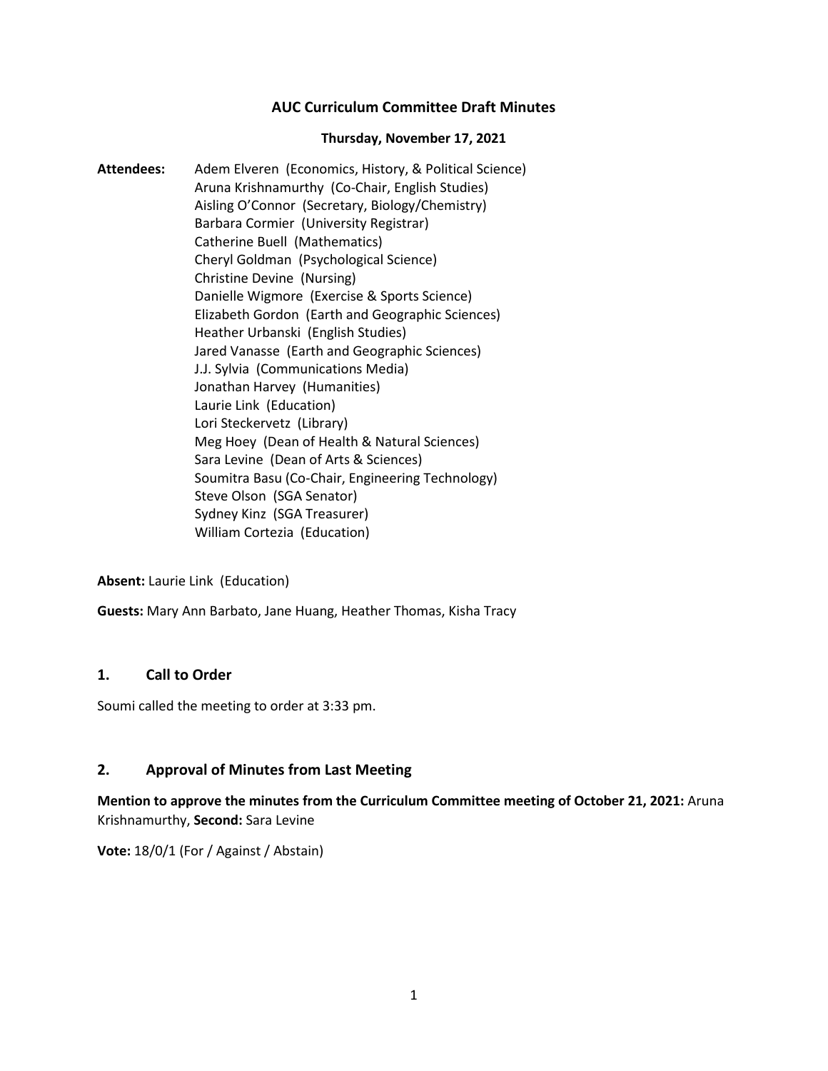# AUC Curriculum Committee Draft Minutes

**Thursday, November 17, 2021**

**Attendees:** Adem Elveren (Economics, History, & Political Science)
Aruna Krishnamurthy (Co-Chair, English Studies)
Aisling O'Connor (Secretary, Biology/Chemistry)
Barbara Cormier (University Registrar)
Catherine Buell (Mathematics)
Cheryl Goldman (Psychological Science)
Christine Devine (Nursing)
Danielle Wigmore (Exercise & Sports Science)
Elizabeth Gordon (Earth and Geographic Sciences)
Heather Urbanski (English Studies)
Jared Vanasse (Earth and Geographic Sciences)
J.J. Sylvia (Communications Media)
Jonathan Harvey (Humanities)
Laurie Link (Education)
Lori Steckervetz (Library)
Meg Hoey (Dean of Health & Natural Sciences)
Sara Levine (Dean of Arts & Sciences)
Soumitra Basu (Co-Chair, Engineering Technology)
Steve Olson (SGA Senator)
Sydney Kinz (SGA Treasurer)
William Cortezia (Education)

**Absent:** Laurie Link (Education)

**Guests:** Mary Ann Barbato, Jane Huang, Heather Thomas, Kisha Tracy

## 1. Call to Order

Soumi called the meeting to order at 3:33 pm.

## 2. Approval of Minutes from Last Meeting

**Mention to approve the minutes from the Curriculum Committee meeting of October 21, 2021:** Aruna Krishnamurthy, **Second:** Sara Levine

**Vote:** 18/0/1 (For / Against / Abstain)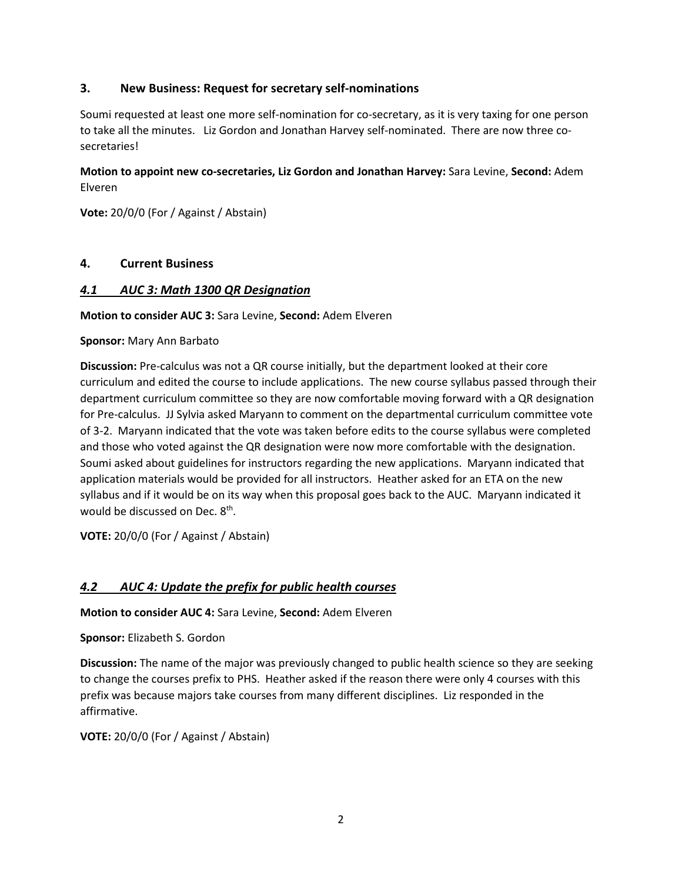## 3. New Business: Request for secretary self-nominations

Soumi requested at least one more self-nomination for co-secretary, as it is very taxing for one person to take all the minutes. Liz Gordon and Jonathan Harvey self-nominated. There are now three co-secretaries!

**Motion to appoint new co-secretaries, Liz Gordon and Jonathan Harvey:** Sara Levine, **Second:** Adem Elveren

**Vote:** 20/0/0 (For / Against / Abstain)

## 4. Current Business

### *4.1 AUC 3: Math 1300 QR Designation*

**Motion to consider AUC 3:** Sara Levine, **Second:** Adem Elveren

**Sponsor:** Mary Ann Barbato

**Discussion:** Pre-calculus was not a QR course initially, but the department looked at their core curriculum and edited the course to include applications. The new course syllabus passed through their department curriculum committee so they are now comfortable moving forward with a QR designation for Pre-calculus. JJ Sylvia asked Maryann to comment on the departmental curriculum committee vote of 3-2. Maryann indicated that the vote was taken before edits to the course syllabus were completed and those who voted against the QR designation were now more comfortable with the designation. Soumi asked about guidelines for instructors regarding the new applications. Maryann indicated that application materials would be provided for all instructors. Heather asked for an ETA on the new syllabus and if it would be on its way when this proposal goes back to the AUC. Maryann indicated it would be discussed on Dec. 8th.

**VOTE:** 20/0/0 (For / Against / Abstain)

### *4.2 AUC 4: Update the prefix for public health courses*

**Motion to consider AUC 4:** Sara Levine, **Second:** Adem Elveren

**Sponsor:** Elizabeth S. Gordon

**Discussion:** The name of the major was previously changed to public health science so they are seeking to change the courses prefix to PHS. Heather asked if the reason there were only 4 courses with this prefix was because majors take courses from many different disciplines. Liz responded in the affirmative.

**VOTE:** 20/0/0 (For / Against / Abstain)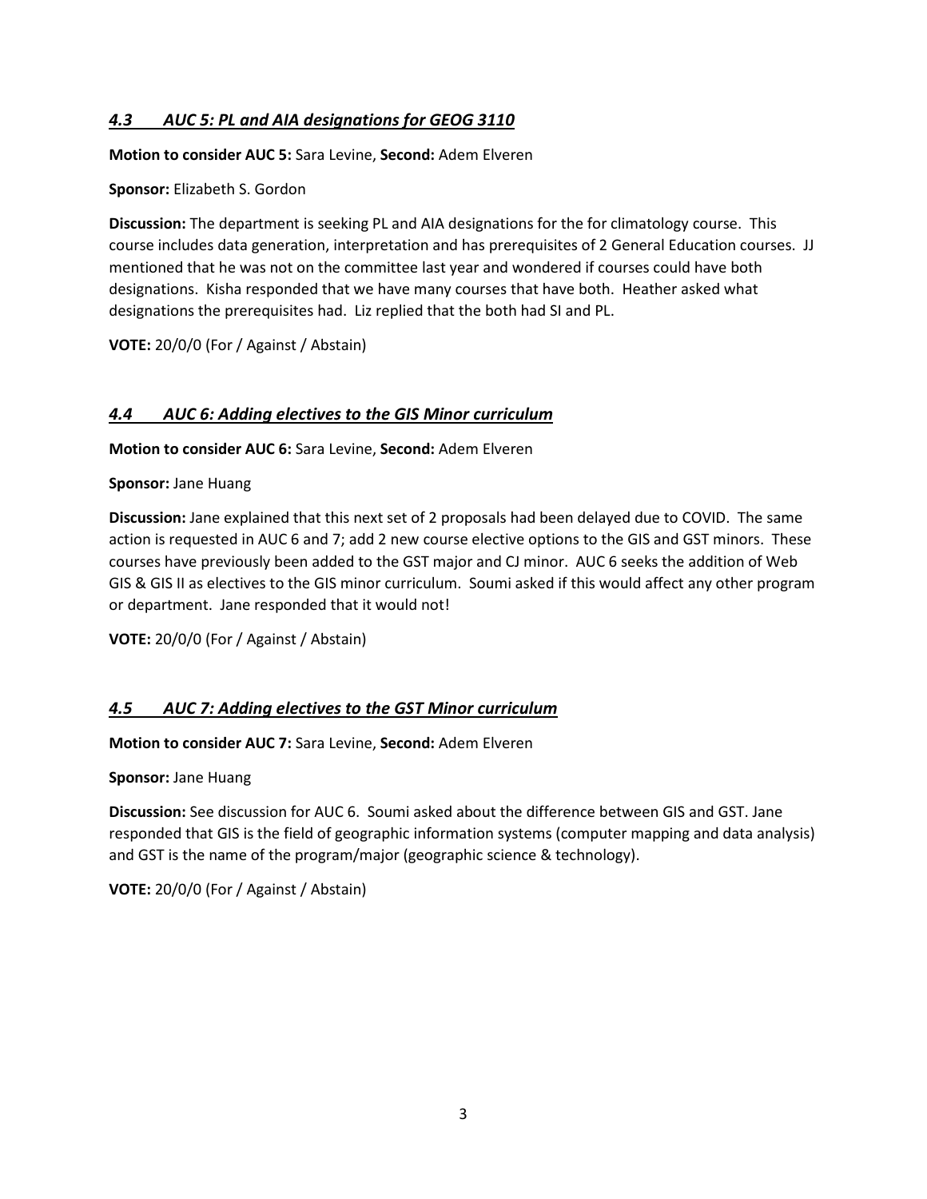### *4.3 AUC 5: PL and AIA designations for GEOG 3110*

**Motion to consider AUC 5:** Sara Levine, **Second:** Adem Elveren

**Sponsor:** Elizabeth S. Gordon

**Discussion:** The department is seeking PL and AIA designations for the for climatology course. This course includes data generation, interpretation and has prerequisites of 2 General Education courses. JJ mentioned that he was not on the committee last year and wondered if courses could have both designations. Kisha responded that we have many courses that have both. Heather asked what designations the prerequisites had. Liz replied that the both had SI and PL.

**VOTE:** 20/0/0 (For / Against / Abstain)

### *4.4 AUC 6: Adding electives to the GIS Minor curriculum*

**Motion to consider AUC 6:** Sara Levine, **Second:** Adem Elveren

**Sponsor:** Jane Huang

**Discussion:** Jane explained that this next set of 2 proposals had been delayed due to COVID. The same action is requested in AUC 6 and 7; add 2 new course elective options to the GIS and GST minors. These courses have previously been added to the GST major and CJ minor. AUC 6 seeks the addition of Web GIS & GIS II as electives to the GIS minor curriculum. Soumi asked if this would affect any other program or department. Jane responded that it would not!

**VOTE:** 20/0/0 (For / Against / Abstain)

### *4.5 AUC 7: Adding electives to the GST Minor curriculum*

**Motion to consider AUC 7:** Sara Levine, **Second:** Adem Elveren

**Sponsor:** Jane Huang

**Discussion:** See discussion for AUC 6. Soumi asked about the difference between GIS and GST. Jane responded that GIS is the field of geographic information systems (computer mapping and data analysis) and GST is the name of the program/major (geographic science & technology).

**VOTE:** 20/0/0 (For / Against / Abstain)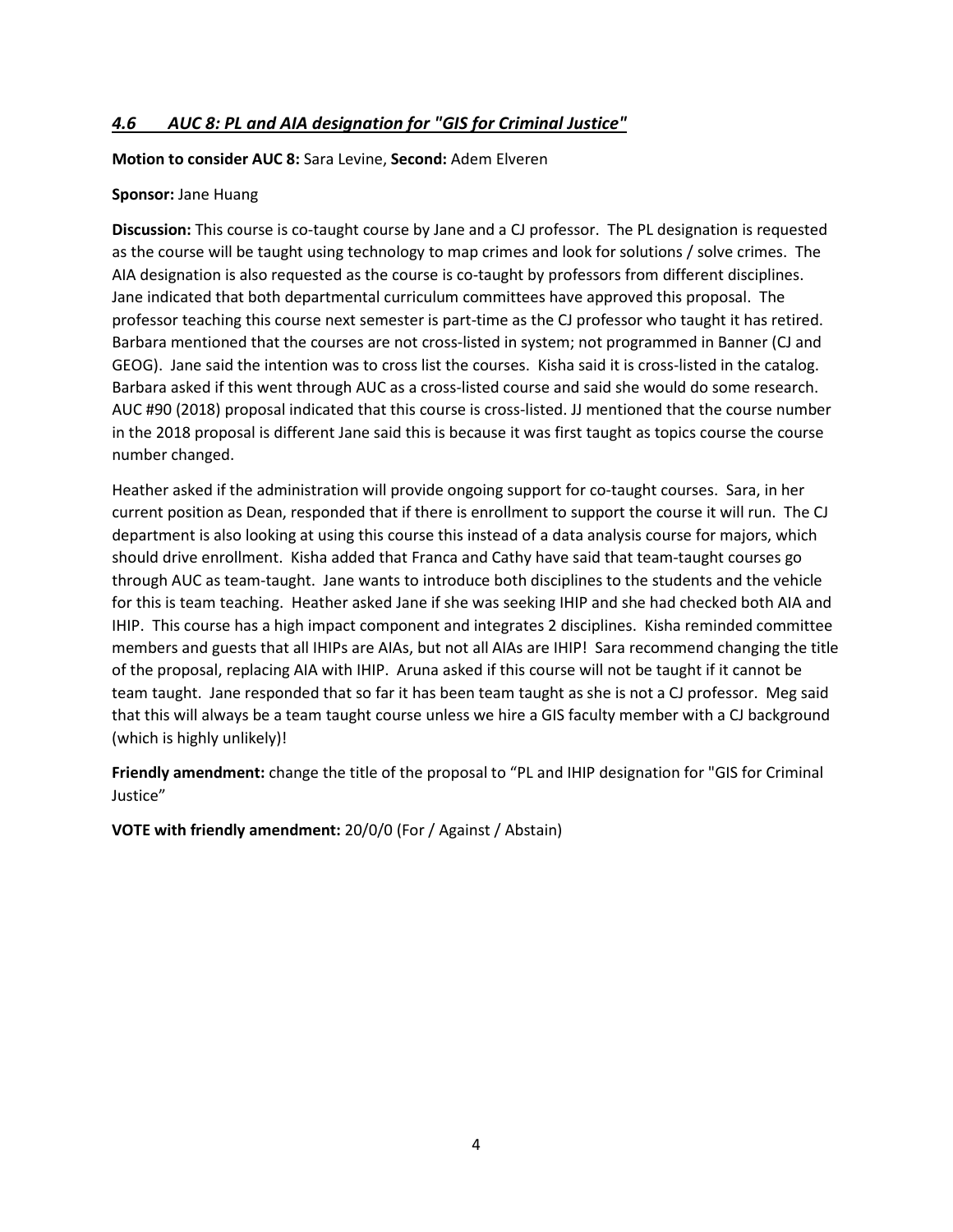### *4.6 AUC 8: PL and AIA designation for "GIS for Criminal Justice"*

**Motion to consider AUC 8:** Sara Levine, **Second:** Adem Elveren

**Sponsor:** Jane Huang

**Discussion:** This course is co-taught course by Jane and a CJ professor. The PL designation is requested as the course will be taught using technology to map crimes and look for solutions / solve crimes. The AIA designation is also requested as the course is co-taught by professors from different disciplines. Jane indicated that both departmental curriculum committees have approved this proposal. The professor teaching this course next semester is part-time as the CJ professor who taught it has retired. Barbara mentioned that the courses are not cross-listed in system; not programmed in Banner (CJ and GEOG). Jane said the intention was to cross list the courses. Kisha said it is cross-listed in the catalog. Barbara asked if this went through AUC as a cross-listed course and said she would do some research. AUC #90 (2018) proposal indicated that this course is cross-listed. JJ mentioned that the course number in the 2018 proposal is different Jane said this is because it was first taught as topics course the course number changed.

Heather asked if the administration will provide ongoing support for co-taught courses. Sara, in her current position as Dean, responded that if there is enrollment to support the course it will run. The CJ department is also looking at using this course this instead of a data analysis course for majors, which should drive enrollment. Kisha added that Franca and Cathy have said that team-taught courses go through AUC as team-taught. Jane wants to introduce both disciplines to the students and the vehicle for this is team teaching. Heather asked Jane if she was seeking IHIP and she had checked both AIA and IHIP. This course has a high impact component and integrates 2 disciplines. Kisha reminded committee members and guests that all IHIPs are AIAs, but not all AIAs are IHIP! Sara recommend changing the title of the proposal, replacing AIA with IHIP. Aruna asked if this course will not be taught if it cannot be team taught. Jane responded that so far it has been team taught as she is not a CJ professor. Meg said that this will always be a team taught course unless we hire a GIS faculty member with a CJ background (which is highly unlikely)!

**Friendly amendment:** change the title of the proposal to "PL and IHIP designation for "GIS for Criminal Justice"

**VOTE with friendly amendment:** 20/0/0 (For / Against / Abstain)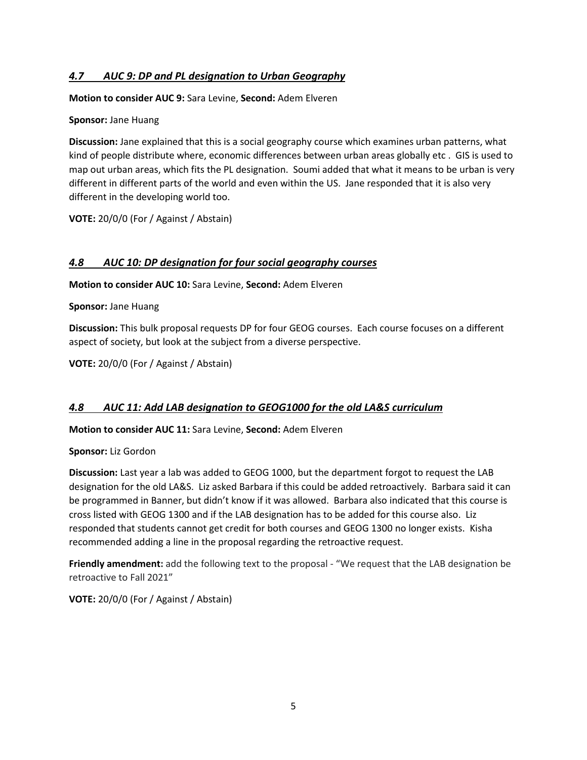### *4.7 AUC 9: DP and PL designation to Urban Geography*

**Motion to consider AUC 9:** Sara Levine, **Second:** Adem Elveren

**Sponsor:** Jane Huang

**Discussion:** Jane explained that this is a social geography course which examines urban patterns, what kind of people distribute where, economic differences between urban areas globally etc . GIS is used to map out urban areas, which fits the PL designation. Soumi added that what it means to be urban is very different in different parts of the world and even within the US. Jane responded that it is also very different in the developing world too.

**VOTE:** 20/0/0 (For / Against / Abstain)

### *4.8 AUC 10: DP designation for four social geography courses*

**Motion to consider AUC 10:** Sara Levine, **Second:** Adem Elveren

**Sponsor:** Jane Huang

**Discussion:** This bulk proposal requests DP for four GEOG courses. Each course focuses on a different aspect of society, but look at the subject from a diverse perspective.

**VOTE:** 20/0/0 (For / Against / Abstain)

### *4.8 AUC 11: Add LAB designation to GEOG1000 for the old LA&S curriculum*

**Motion to consider AUC 11:** Sara Levine, **Second:** Adem Elveren

**Sponsor:** Liz Gordon

**Discussion:** Last year a lab was added to GEOG 1000, but the department forgot to request the LAB designation for the old LA&S. Liz asked Barbara if this could be added retroactively. Barbara said it can be programmed in Banner, but didn't know if it was allowed. Barbara also indicated that this course is cross listed with GEOG 1300 and if the LAB designation has to be added for this course also. Liz responded that students cannot get credit for both courses and GEOG 1300 no longer exists. Kisha recommended adding a line in the proposal regarding the retroactive request.

**Friendly amendment:** add the following text to the proposal - "We request that the LAB designation be retroactive to Fall 2021"

**VOTE:** 20/0/0 (For / Against / Abstain)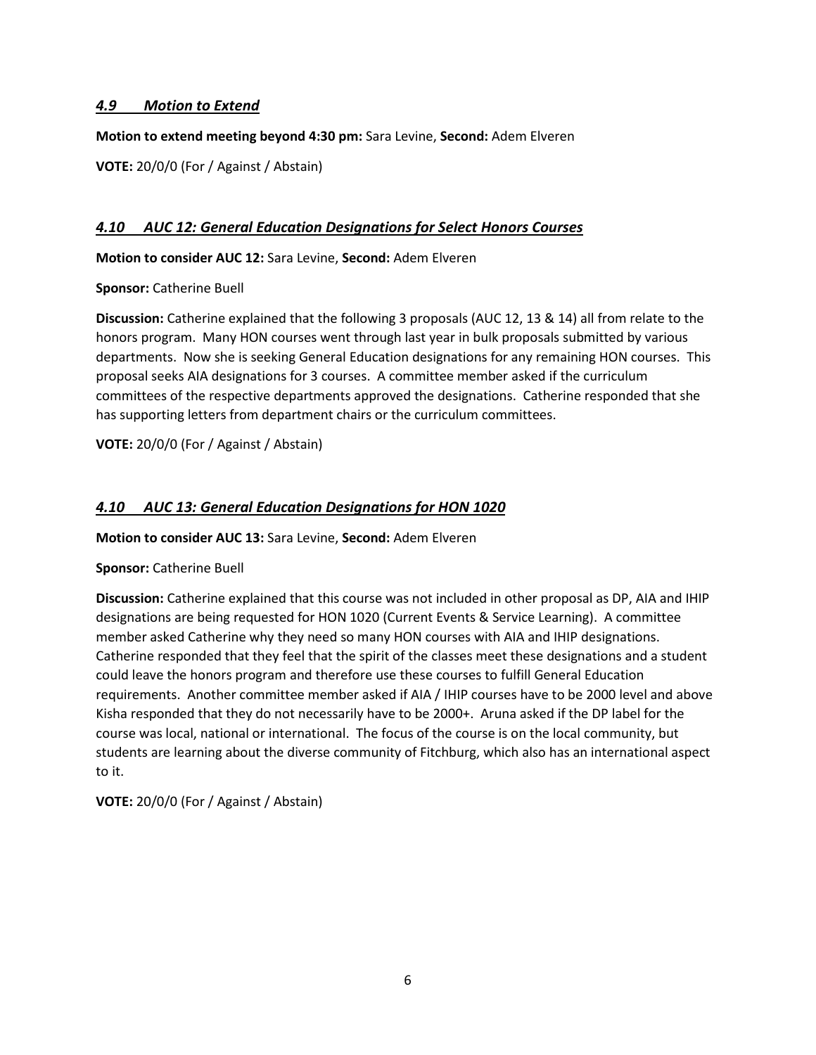### *4.9 Motion to Extend*

**Motion to extend meeting beyond 4:30 pm:** Sara Levine, **Second:** Adem Elveren

**VOTE:** 20/0/0 (For / Against / Abstain)

### *4.10 AUC 12: General Education Designations for Select Honors Courses*

**Motion to consider AUC 12:** Sara Levine, **Second:** Adem Elveren

**Sponsor:** Catherine Buell

**Discussion:** Catherine explained that the following 3 proposals (AUC 12, 13 & 14) all from relate to the honors program. Many HON courses went through last year in bulk proposals submitted by various departments. Now she is seeking General Education designations for any remaining HON courses. This proposal seeks AIA designations for 3 courses. A committee member asked if the curriculum committees of the respective departments approved the designations. Catherine responded that she has supporting letters from department chairs or the curriculum committees.

**VOTE:** 20/0/0 (For / Against / Abstain)

### *4.10 AUC 13: General Education Designations for HON 1020*

**Motion to consider AUC 13:** Sara Levine, **Second:** Adem Elveren

**Sponsor:** Catherine Buell

**Discussion:** Catherine explained that this course was not included in other proposal as DP, AIA and IHIP designations are being requested for HON 1020 (Current Events & Service Learning). A committee member asked Catherine why they need so many HON courses with AIA and IHIP designations. Catherine responded that they feel that the spirit of the classes meet these designations and a student could leave the honors program and therefore use these courses to fulfill General Education requirements. Another committee member asked if AIA / IHIP courses have to be 2000 level and above Kisha responded that they do not necessarily have to be 2000+. Aruna asked if the DP label for the course was local, national or international. The focus of the course is on the local community, but students are learning about the diverse community of Fitchburg, which also has an international aspect to it.

**VOTE:** 20/0/0 (For / Against / Abstain)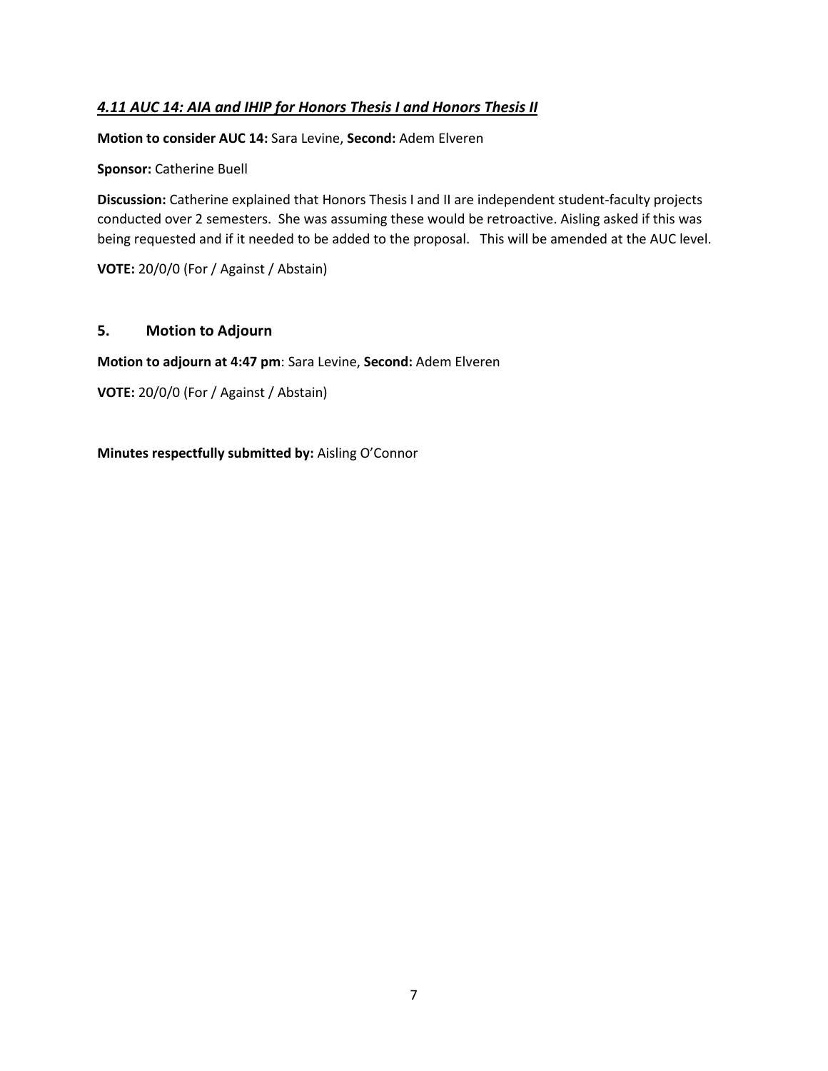### ***4.11 AUC 14: AIA and IHIP for Honors Thesis I and Honors Thesis II***

**Motion to consider AUC 14:** Sara Levine, **Second:** Adem Elveren

**Sponsor:** Catherine Buell

**Discussion:** Catherine explained that Honors Thesis I and II are independent student-faculty projects conducted over 2 semesters. She was assuming these would be retroactive. Aisling asked if this was being requested and if it needed to be added to the proposal. This will be amended at the AUC level.

**VOTE:** 20/0/0 (For / Against / Abstain)

## 5. Motion to Adjourn

**Motion to adjourn at 4:47 pm**: Sara Levine, **Second:** Adem Elveren

**VOTE:** 20/0/0 (For / Against / Abstain)

**Minutes respectfully submitted by:** Aisling O'Connor